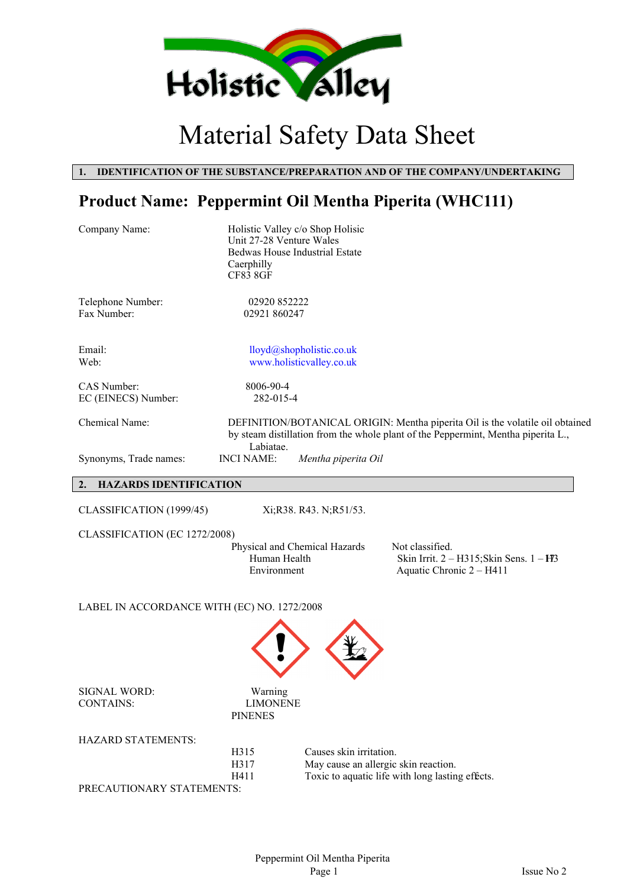# Material Safety Data Sheet

## 1. IDENTIFICATION OF THE SUBSTANCE/PREPARATION AND OF THE COMPANY/UNDERTAKING

## Product Name: Peppermint Oil Mentha Piperita (WHC111)

Company Name: Holistic Valley c/o Shop Holisic
Unit 27-28 Venture Wales
Bedwas House Industrial Estate
Caerphilly
CF83 8GF

Telephone Number: 02920 852222
Fax Number: 02921 860247

Email: lloyd@shopholistic.co.uk
Web: www.holisticvalley.co.uk

CAS Number: 8006-90-4
EC (EINECS) Number: 282-015-4

Chemical Name: DEFINITION/BOTANICAL ORIGIN: Mentha piperita Oil is the volatile oil obtained by steam distillation from the whole plant of the Peppermint, Mentha piperita L., Labiatae.

Synonyms, Trade names: INCI NAME: *Mentha piperita Oil*

## 2. HAZARDS IDENTIFICATION

CLASSIFICATION (1999/45) Xi;R38. R43. N;R51/53.

CLASSIFICATION (EC 1272/2008)

| | |
|---|---|
| Physical and Chemical Hazards | Not classified. |
| Human Health | Skin Irrit. 2 – H315;Skin Sens. 1 – H317 |
| Environment | Aquatic Chronic 2 – H411 |

LABEL IN ACCORDANCE WITH (EC) NO. 1272/2008

SIGNAL WORD: Warning

CONTAINS: LIMONENE
PINENES

HAZARD STATEMENTS:

| | |
|---|---|
| H315 | Causes skin irritation. |
| H317 | May cause an allergic skin reaction. |
| H411 | Toxic to aquatic life with long lasting effects. |

PRECAUTIONARY STATEMENTS: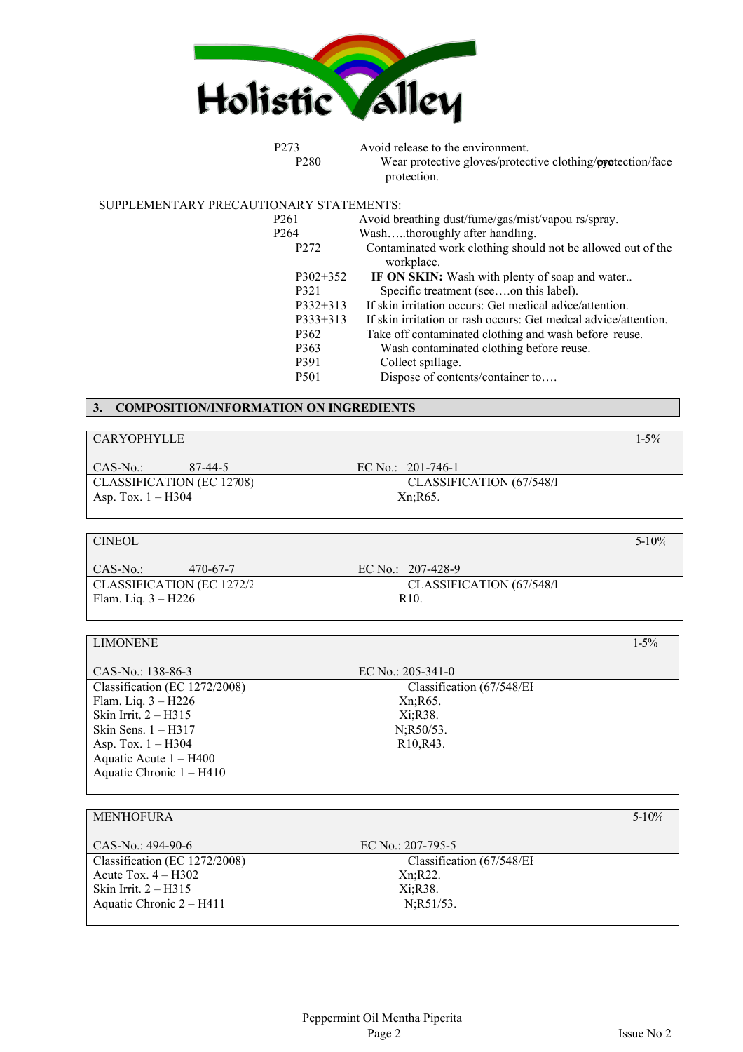| | |
|---|---|
| P273 | Avoid release to the environment. |
| P280 | Wear protective gloves/protective clothing/eye protection/face protection. |

SUPPLEMENTARY PRECAUTIONARY STATEMENTS:

| | |
|---|---|
| P261 | Avoid breathing dust/fume/gas/mist/vapou rs/spray. |
| P264 | Wash…..thoroughly after handling. |
| P272 | Contaminated work clothing should not be allowed out of the workplace. |
| P302+352 | **IF ON SKIN:** Wash with plenty of soap and water.. |
| P321 | Specific treatment (see….on this label). |
| P332+313 | If skin irritation occurs: Get medical advice/attention. |
| P333+313 | If skin irritation or rash occurs: Get medical advice/attention. |
| P362 | Take off contaminated clothing and wash before reuse. |
| P363 | Wash contaminated clothing before reuse. |
| P391 | Collect spillage. |
| P501 | Dispose of contents/container to…. |

## 3. COMPOSITION/INFORMATION ON INGREDIENTS

| CARYOPHYLLE | | 1-5% |
|---|---|---|
| CAS-No.: 87-44-5 | EC No.: 201-746-1 | |
| CLASSIFICATION (EC 12708) | CLASSIFICATION (67/548/I | |
| Asp. Tox. 1 – H304 | Xn;R65. | |

| CINEOL | | 5-10% |
|---|---|---|
| CAS-No.: 470-67-7 | EC No.: 207-428-9 | |
| CLASSIFICATION (EC 1272/2 | CLASSIFICATION (67/548/I | |
| Flam. Liq. 3 – H226 | R10. | |

| LIMONENE | | 1-5% |
|---|---|---|
| CAS-No.: 138-86-3 | EC No.: 205-341-0 | |
| Classification (EC 1272/2008) | Classification (67/548/EI | |
| Flam. Liq. 3 – H226 | Xn;R65. | |
| Skin Irrit. 2 – H315 | Xi;R38. | |
| Skin Sens. 1 – H317 | N;R50/53. | |
| Asp. Tox. 1 – H304 | R10,R43. | |
| Aquatic Acute 1 – H400 | | |
| Aquatic Chronic 1 – H410 | | |

| MENTHOFURA | | 5-10% |
|---|---|---|
| CAS-No.: 494-90-6 | EC No.: 207-795-5 | |
| Classification (EC 1272/2008) | Classification (67/548/EI | |
| Acute Tox. 4 – H302 | Xn;R22. | |
| Skin Irrit. 2 – H315 | Xi;R38. | |
| Aquatic Chronic 2 – H411 | N;R51/53. | |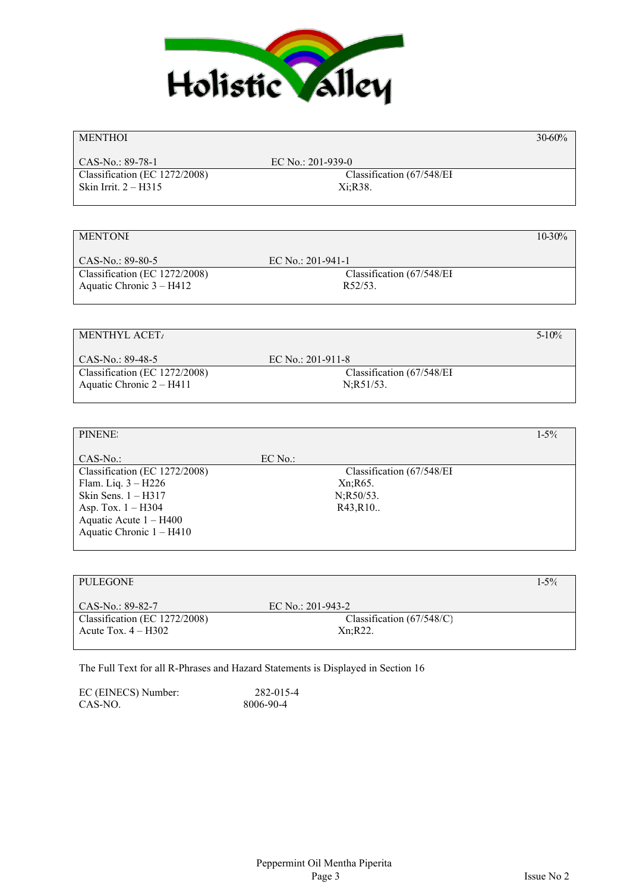| MENTHOI | | 30-60% |
|---|---|---|
| CAS-No.: 89-78-1 | EC No.: 201-939-0 | |
| Classification (EC 1272/2008) | Classification (67/548/EI | |
| Skin Irrit. 2 – H315 | Xi;R38. | |

| MENTONE | | 10-30% |
|---|---|---|
| CAS-No.: 89-80-5 | EC No.: 201-941-1 | |
| Classification (EC 1272/2008) | Classification (67/548/EI | |
| Aquatic Chronic 3 – H412 | R52/53. | |

| MENTHYL ACET/ | | 5-10% |
|---|---|---|
| CAS-No.: 89-48-5 | EC No.: 201-911-8 | |
| Classification (EC 1272/2008) | Classification (67/548/EI | |
| Aquatic Chronic 2 – H411 | N;R51/53. | |

| PINENE: | | 1-5% |
|---|---|---|
| CAS-No.: | EC No.: | |
| Classification (EC 1272/2008) | Classification (67/548/EI | |
| Flam. Liq. 3 – H226 | Xn;R65. | |
| Skin Sens. 1 – H317 | N;R50/53. | |
| Asp. Tox. 1 – H304 | R43,R10.. | |
| Aquatic Acute 1 – H400 | | |
| Aquatic Chronic 1 – H410 | | |

| PULEGONE | | 1-5% |
|---|---|---|
| CAS-No.: 89-82-7 | EC No.: 201-943-2 | |
| Classification (EC 1272/2008) | Classification (67/548/C) | |
| Acute Tox. 4 – H302 | Xn;R22. | |

The Full Text for all R-Phrases and Hazard Statements is Displayed in Section 16

EC (EINECS) Number: 282-015-4
CAS-NO. 8006-90-4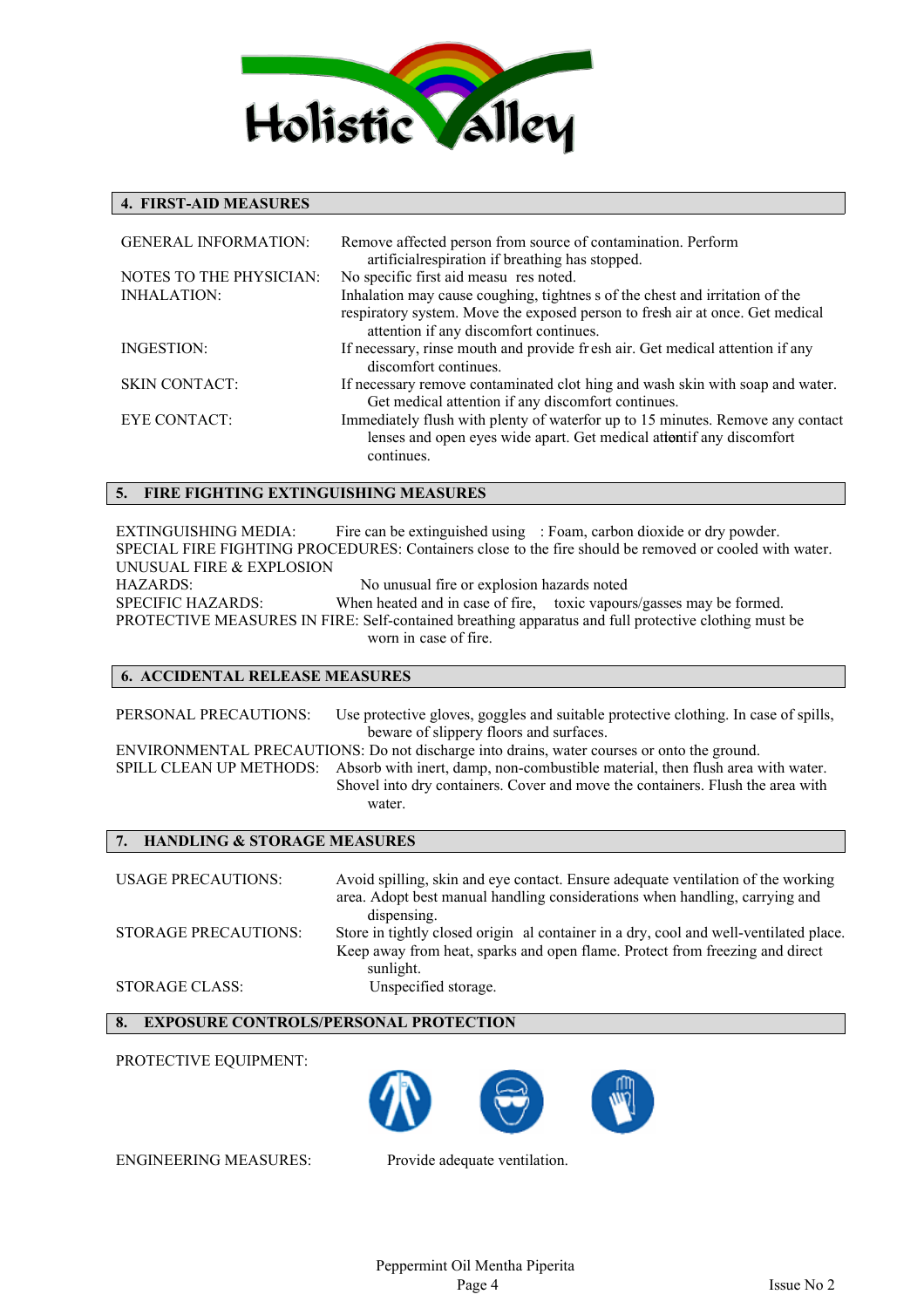## 4. FIRST-AID MEASURES

GENERAL INFORMATION: Remove affected person from source of contamination. Perform artificialrespiration if breathing has stopped.

NOTES TO THE PHYSICIAN: No specific first aid measu res noted.

INHALATION: Inhalation may cause coughing, tightnes s of the chest and irritation of the respiratory system. Move the exposed person to fresh air at once. Get medical attention if any discomfort continues.

INGESTION: If necessary, rinse mouth and provide fr esh air. Get medical attention if any discomfort continues.

SKIN CONTACT: If necessary remove contaminated clot hing and wash skin with soap and water. Get medical attention if any discomfort continues.

EYE CONTACT: Immediately flush with plenty of waterfor up to 15 minutes. Remove any contact lenses and open eyes wide apart. Get medical attiontif any discomfort continues.

## 5. FIRE FIGHTING EXTINGUISHING MEASURES

EXTINGUISHING MEDIA: Fire can be extinguished using : Foam, carbon dioxide or dry powder.

SPECIAL FIRE FIGHTING PROCEDURES: Containers close to the fire should be removed or cooled with water.

UNUSUAL FIRE & EXPLOSION HAZARDS: No unusual fire or explosion hazards noted

SPECIFIC HAZARDS: When heated and in case of fire, toxic vapours/gasses may be formed.

PROTECTIVE MEASURES IN FIRE: Self-contained breathing apparatus and full protective clothing must be worn in case of fire.

## 6. ACCIDENTAL RELEASE MEASURES

PERSONAL PRECAUTIONS: Use protective gloves, goggles and suitable protective clothing. In case of spills, beware of slippery floors and surfaces.

ENVIRONMENTAL PRECAUTIONS: Do not discharge into drains, water courses or onto the ground.

SPILL CLEAN UP METHODS: Absorb with inert, damp, non-combustible material, then flush area with water. Shovel into dry containers. Cover and move the containers. Flush the area with water.

## 7. HANDLING & STORAGE MEASURES

USAGE PRECAUTIONS: Avoid spilling, skin and eye contact. Ensure adequate ventilation of the working area. Adopt best manual handling considerations when handling, carrying and dispensing.

STORAGE PRECAUTIONS: Store in tightly closed origin al container in a dry, cool and well-ventilated place. Keep away from heat, sparks and open flame. Protect from freezing and direct sunlight.

STORAGE CLASS: Unspecified storage.

## 8. EXPOSURE CONTROLS/PERSONAL PROTECTION

PROTECTIVE EQUIPMENT:

ENGINEERING MEASURES: Provide adequate ventilation.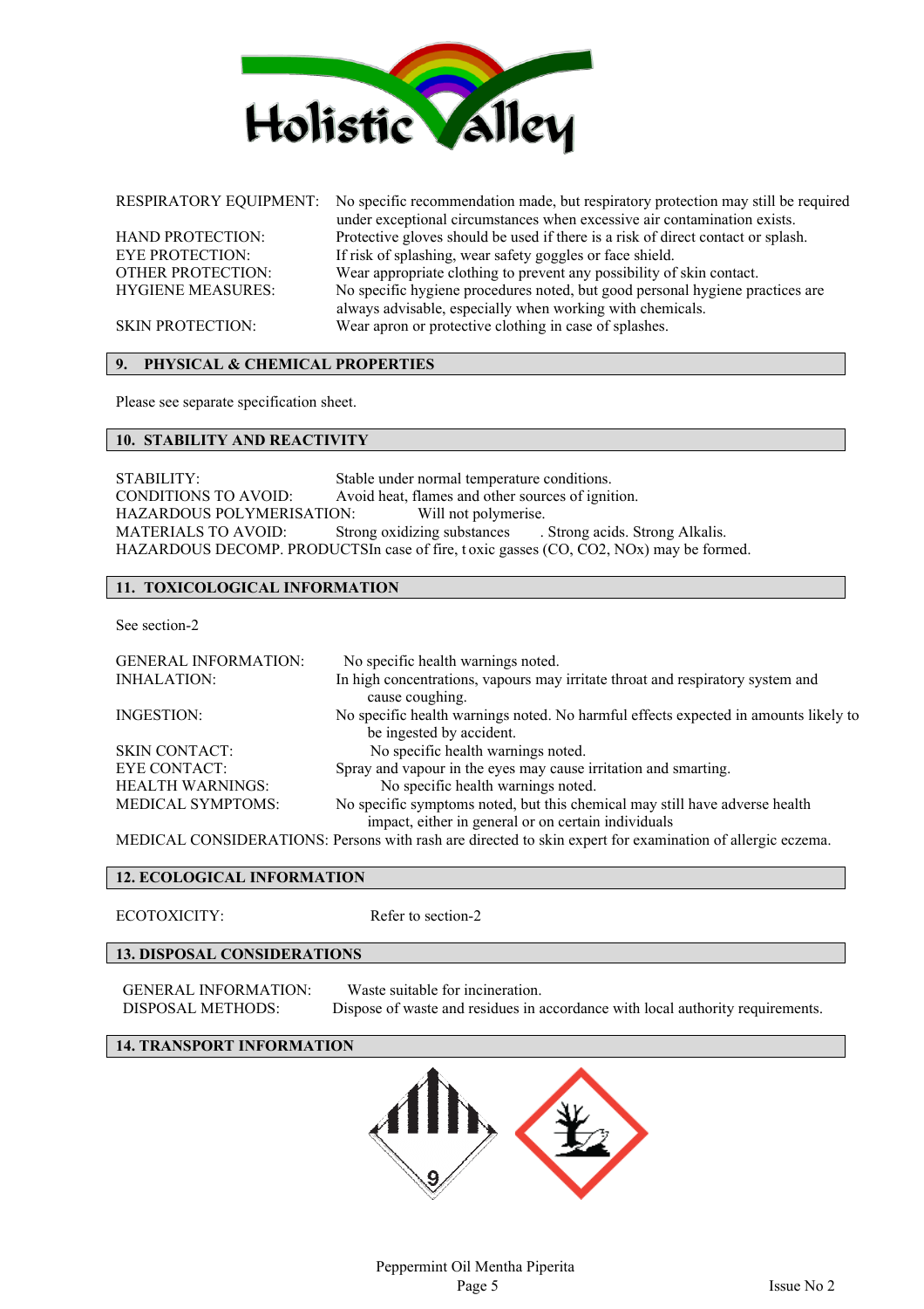| | |
|---|---|
| RESPIRATORY EQUIPMENT: | No specific recommendation made, but respiratory protection may still be required under exceptional circumstances when excessive air contamination exists. |
| HAND PROTECTION: | Protective gloves should be used if there is a risk of direct contact or splash. |
| EYE PROTECTION: | If risk of splashing, wear safety goggles or face shield. |
| OTHER PROTECTION: | Wear appropriate clothing to prevent any possibility of skin contact. |
| HYGIENE MEASURES: | No specific hygiene procedures noted, but good personal hygiene practices are always advisable, especially when working with chemicals. |
| SKIN PROTECTION: | Wear apron or protective clothing in case of splashes. |

## 9. PHYSICAL & CHEMICAL PROPERTIES

Please see separate specification sheet.

## 10. STABILITY AND REACTIVITY

| | |
|---|---|
| STABILITY: | Stable under normal temperature conditions. |
| CONDITIONS TO AVOID: | Avoid heat, flames and other sources of ignition. |
| HAZARDOUS POLYMERISATION: | Will not polymerise. |
| MATERIALS TO AVOID: | Strong oxidizing substances . Strong acids. Strong Alkalis. |
| HAZARDOUS DECOMP. PRODUCTS | In case of fire, toxic gasses (CO, $CO_2$, $NO_x$) may be formed. |

## 11. TOXICOLOGICAL INFORMATION

See section-2

| | |
|---|---|
| GENERAL INFORMATION: | No specific health warnings noted. |
| INHALATION: | In high concentrations, vapours may irritate throat and respiratory system and cause coughing. |
| INGESTION: | No specific health warnings noted. No harmful effects expected in amounts likely to be ingested by accident. |
| SKIN CONTACT: | No specific health warnings noted. |
| EYE CONTACT: | Spray and vapour in the eyes may cause irritation and smarting. |
| HEALTH WARNINGS: | No specific health warnings noted. |
| MEDICAL SYMPTOMS: | No specific symptoms noted, but this chemical may still have adverse health impact, either in general or on certain individuals |

MEDICAL CONSIDERATIONS: Persons with rash are directed to skin expert for examination of allergic eczema.

## 12. ECOLOGICAL INFORMATION

ECOTOXICITY: Refer to section-2

## 13. DISPOSAL CONSIDERATIONS

| | |
|---|---|
| GENERAL INFORMATION: | Waste suitable for incineration. |
| DISPOSAL METHODS: | Dispose of waste and residues in accordance with local authority requirements. |

## 14. TRANSPORT INFORMATION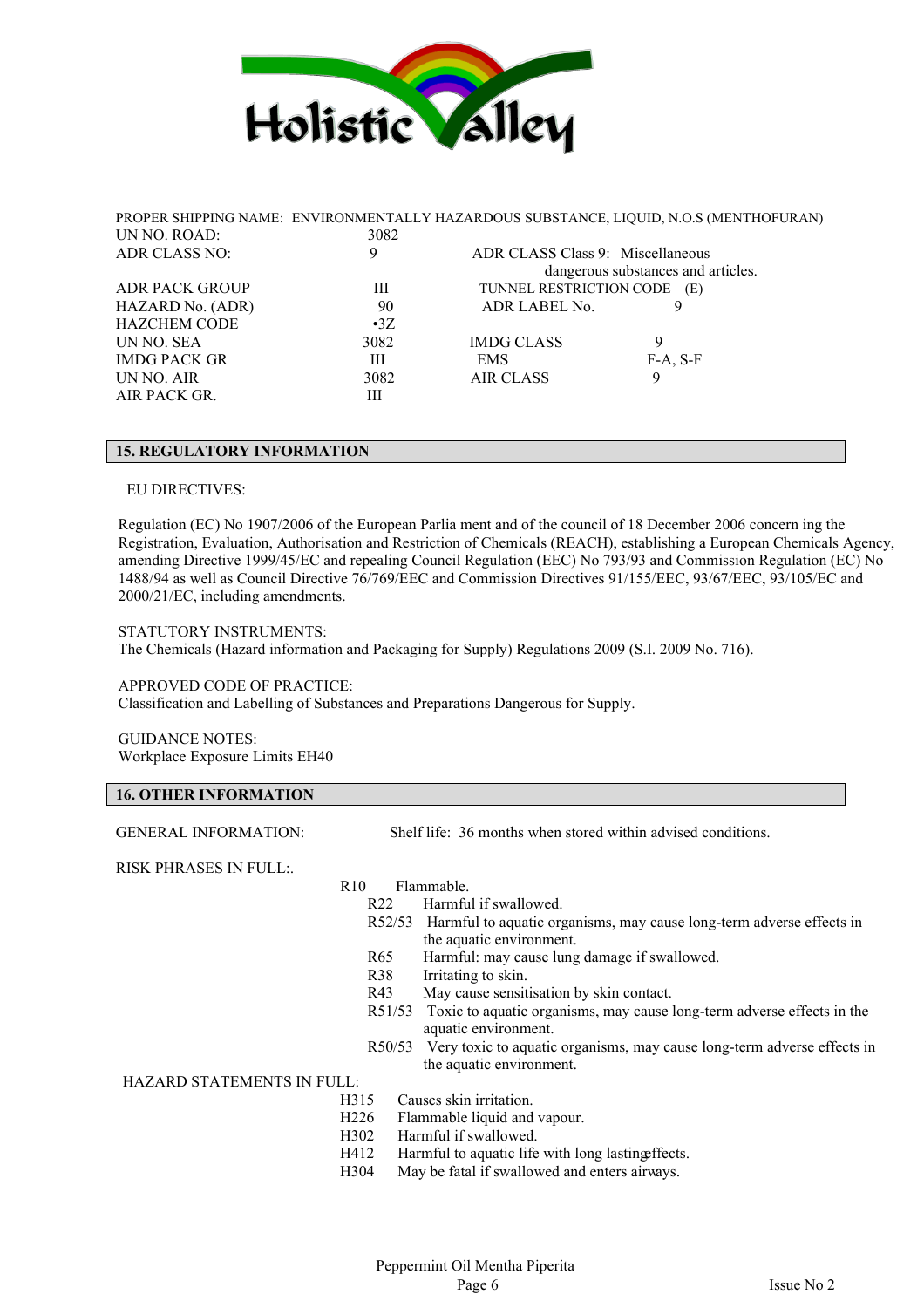PROPER SHIPPING NAME: ENVIRONMENTALLY HAZARDOUS SUBSTANCE, LIQUID, N.O.S (MENTHOFURAN)

| | | | |
|---|---|---|---|
| UN NO. ROAD: | 3082 | | |
| ADR CLASS NO: | 9 | ADR CLASS Class 9: Miscellaneous dangerous substances and articles. | |
| ADR PACK GROUP | III | TUNNEL RESTRICTION CODE | (E) |
| HAZARD No. (ADR) | 90 | ADR LABEL No. | 9 |
| HAZCHEM CODE | •3Z | | |
| UN NO. SEA | 3082 | IMDG CLASS | 9 |
| IMDG PACK GR | III | EMS | F-A, S-F |
| UN NO. AIR | 3082 | AIR CLASS | 9 |
| AIR PACK GR. | III | | |

## 15. REGULATORY INFORMATION

EU DIRECTIVES:

Regulation (EC) No 1907/2006 of the European Parlia ment and of the council of 18 December 2006 concern ing the Registration, Evaluation, Authorisation and Restriction of Chemicals (REACH), establishing a European Chemicals Agency, amending Directive 1999/45/EC and repealing Council Regulation (EEC) No 793/93 and Commission Regulation (EC) No 1488/94 as well as Council Directive 76/769/EEC and Commission Directives 91/155/EEC, 93/67/EEC, 93/105/EC and 2000/21/EC, including amendments.

STATUTORY INSTRUMENTS:
The Chemicals (Hazard information and Packaging for Supply) Regulations 2009 (S.I. 2009 No. 716).

APPROVED CODE OF PRACTICE:
Classification and Labelling of Substances and Preparations Dangerous for Supply.

GUIDANCE NOTES:
Workplace Exposure Limits EH40

## 16. OTHER INFORMATION

GENERAL INFORMATION: Shelf life: 36 months when stored within advised conditions.

RISK PHRASES IN FULL:.

- R10 Flammable.
- R22 Harmful if swallowed.
- R52/53 Harmful to aquatic organisms, may cause long-term adverse effects in the aquatic environment.
- R65 Harmful: may cause lung damage if swallowed.
- R38 Irritating to skin.
- R43 May cause sensitisation by skin contact.
- R51/53 Toxic to aquatic organisms, may cause long-term adverse effects in the aquatic environment.
- R50/53 Very toxic to aquatic organisms, may cause long-term adverse effects in the aquatic environment.

HAZARD STATEMENTS IN FULL:

- H315 Causes skin irritation.
- H226 Flammable liquid and vapour.
- H302 Harmful if swallowed.
- H412 Harmful to aquatic life with long lastingeffects.
- H304 May be fatal if swallowed and enters airways.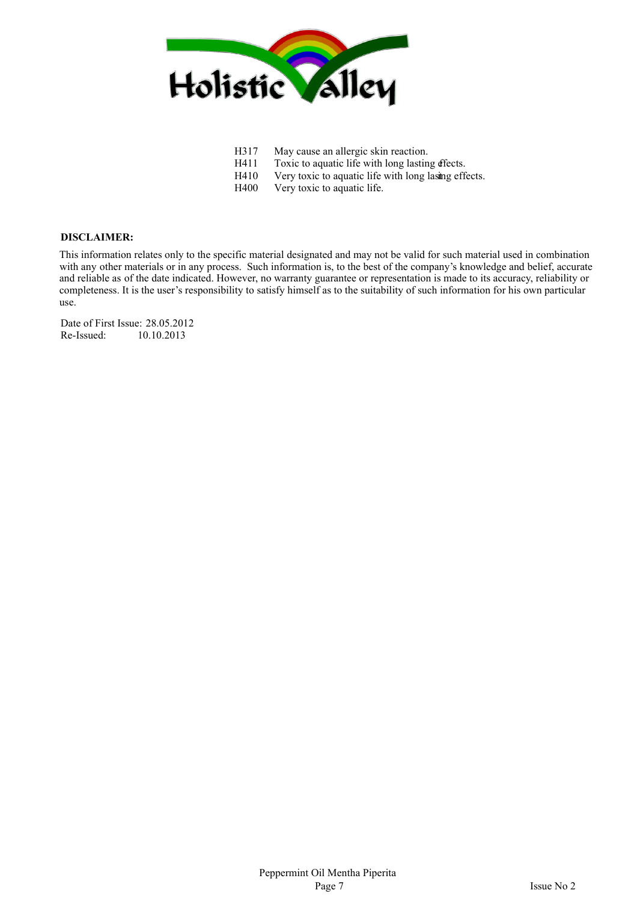| | |
|---|---|
| H317 | May cause an allergic skin reaction. |
| H411 | Toxic to aquatic life with long lasting effects. |
| H410 | Very toxic to aquatic life with long lasting effects. |
| H400 | Very toxic to aquatic life. |

**DISCLAIMER:**

This information relates only to the specific material designated and may not be valid for such material used in combination with any other materials or in any process. Such information is, to the best of the company's knowledge and belief, accurate and reliable as of the date indicated. However, no warranty guarantee or representation is made to its accuracy, reliability or completeness. It is the user's responsibility to satisfy himself as to the suitability of such information for his own particular use.

Date of First Issue: 28.05.2012
Re-Issued: 10.10.2013